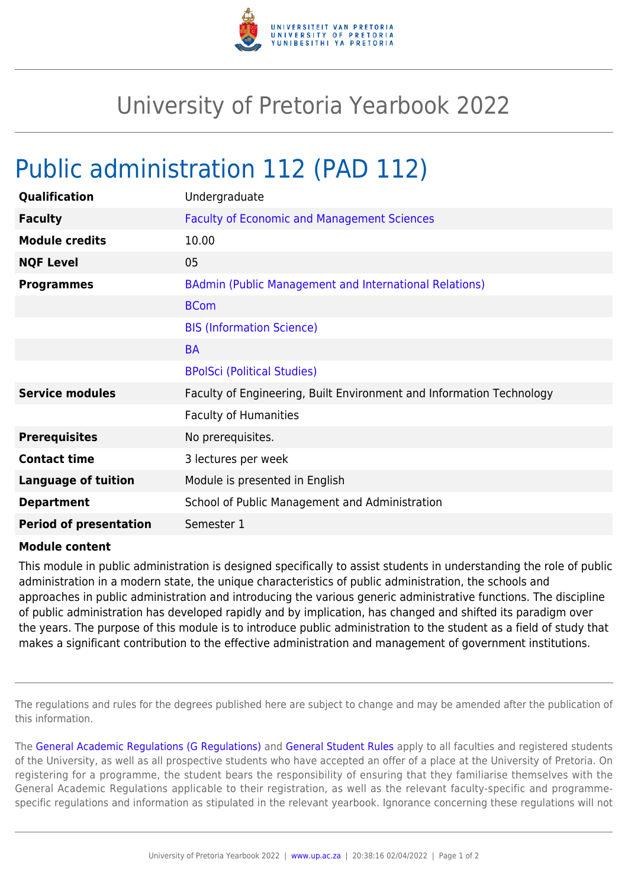# University of Pretoria Yearbook 2022

## Public administration 112 (PAD 112)

| | |
|---|---|
| **Qualification** | Undergraduate |
| **Faculty** | Faculty of Economic and Management Sciences |
| **Module credits** | 10.00 |
| **NQF Level** | 05 |
| **Programmes** | BAdmin (Public Management and International Relations) |
| | BCom |
| | BIS (Information Science) |
| | BA |
| | BPolSci (Political Studies) |
| **Service modules** | Faculty of Engineering, Built Environment and Information Technology |
| | Faculty of Humanities |
| **Prerequisites** | No prerequisites. |
| **Contact time** | 3 lectures per week |
| **Language of tuition** | Module is presented in English |
| **Department** | School of Public Management and Administration |
| **Period of presentation** | Semester 1 |

**Module content**

This module in public administration is designed specifically to assist students in understanding the role of public administration in a modern state, the unique characteristics of public administration, the schools and approaches in public administration and introducing the various generic administrative functions. The discipline of public administration has developed rapidly and by implication, has changed and shifted its paradigm over the years. The purpose of this module is to introduce public administration to the student as a field of study that makes a significant contribution to the effective administration and management of government institutions.

The regulations and rules for the degrees published here are subject to change and may be amended after the publication of this information.

The General Academic Regulations (G Regulations) and General Student Rules apply to all faculties and registered students of the University, as well as all prospective students who have accepted an offer of a place at the University of Pretoria. On registering for a programme, the student bears the responsibility of ensuring that they familiarise themselves with the General Academic Regulations applicable to their registration, as well as the relevant faculty-specific and programme-specific regulations and information as stipulated in the relevant yearbook. Ignorance concerning these regulations will not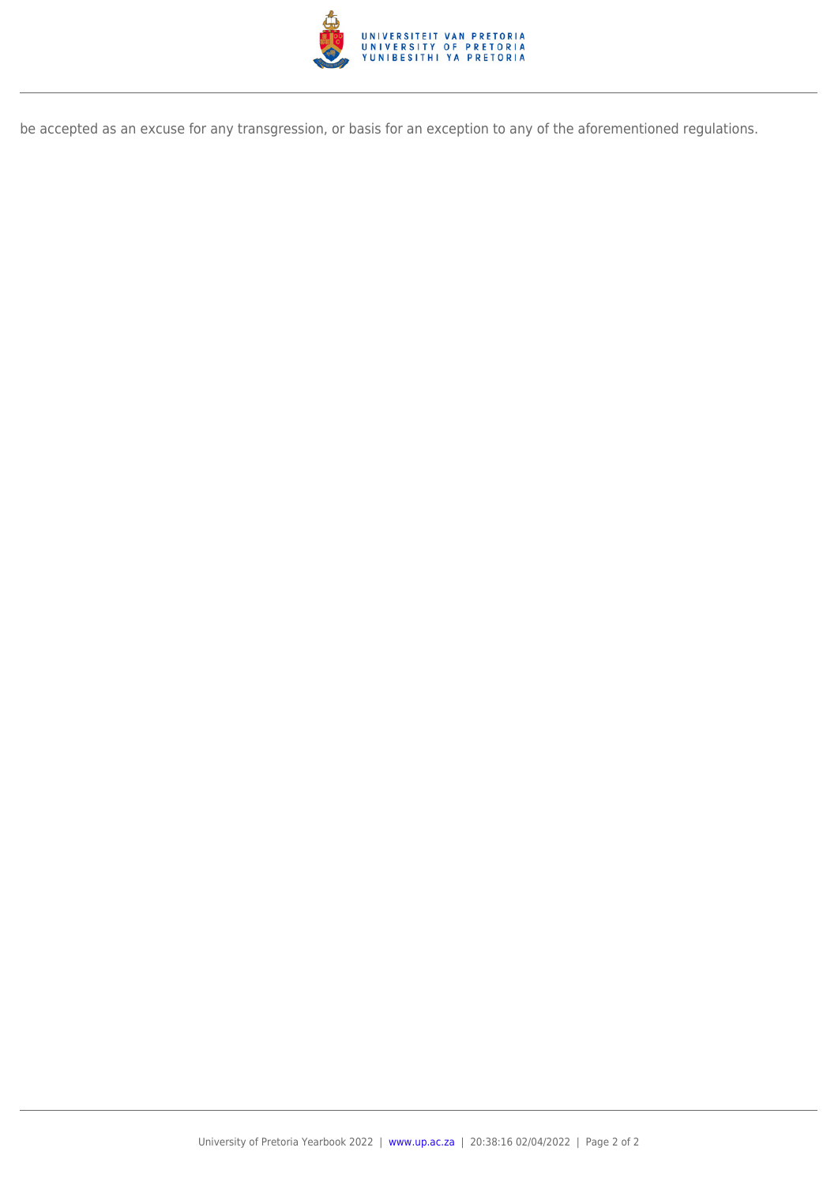be accepted as an excuse for any transgression, or basis for an exception to any of the aforementioned regulations.